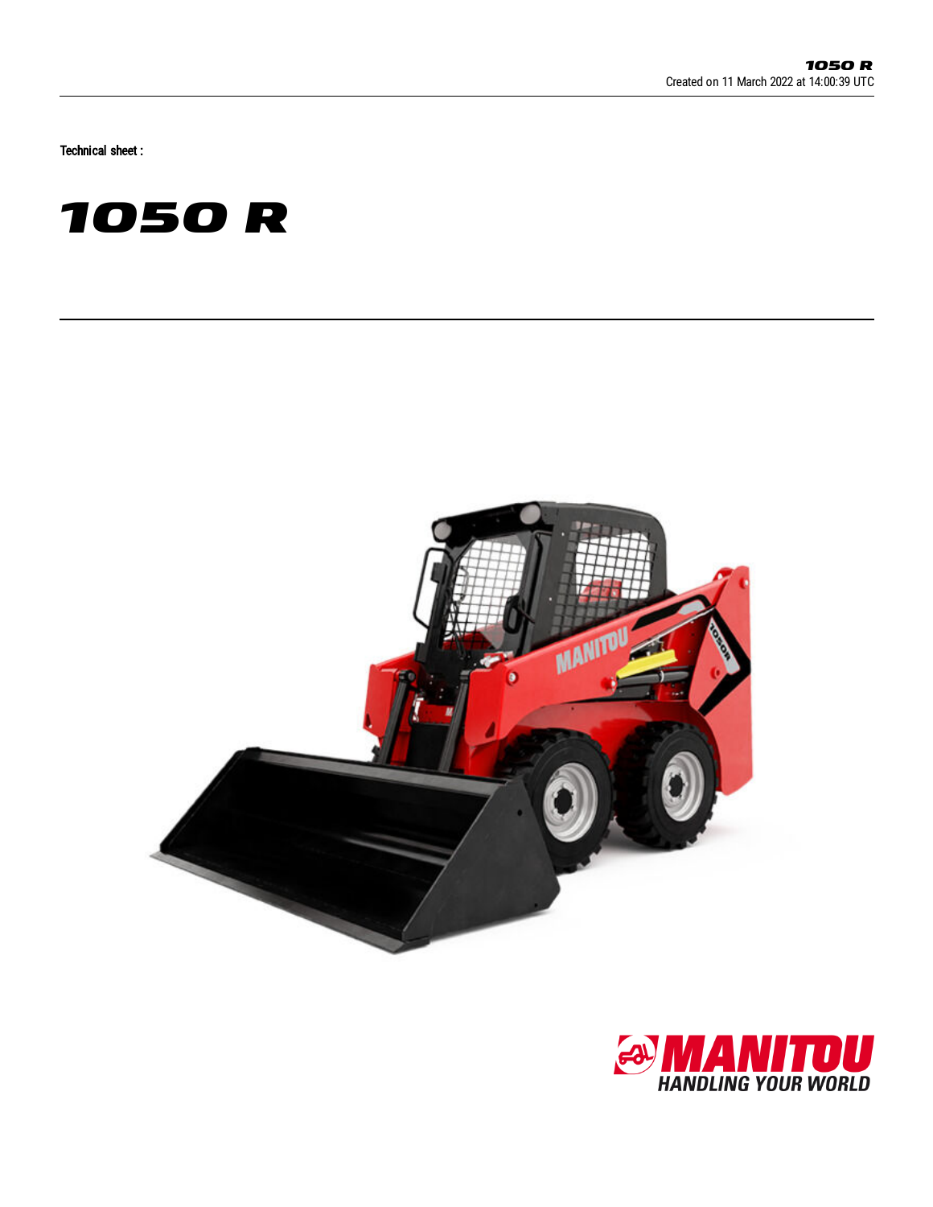Technical sheet :

# 1050 R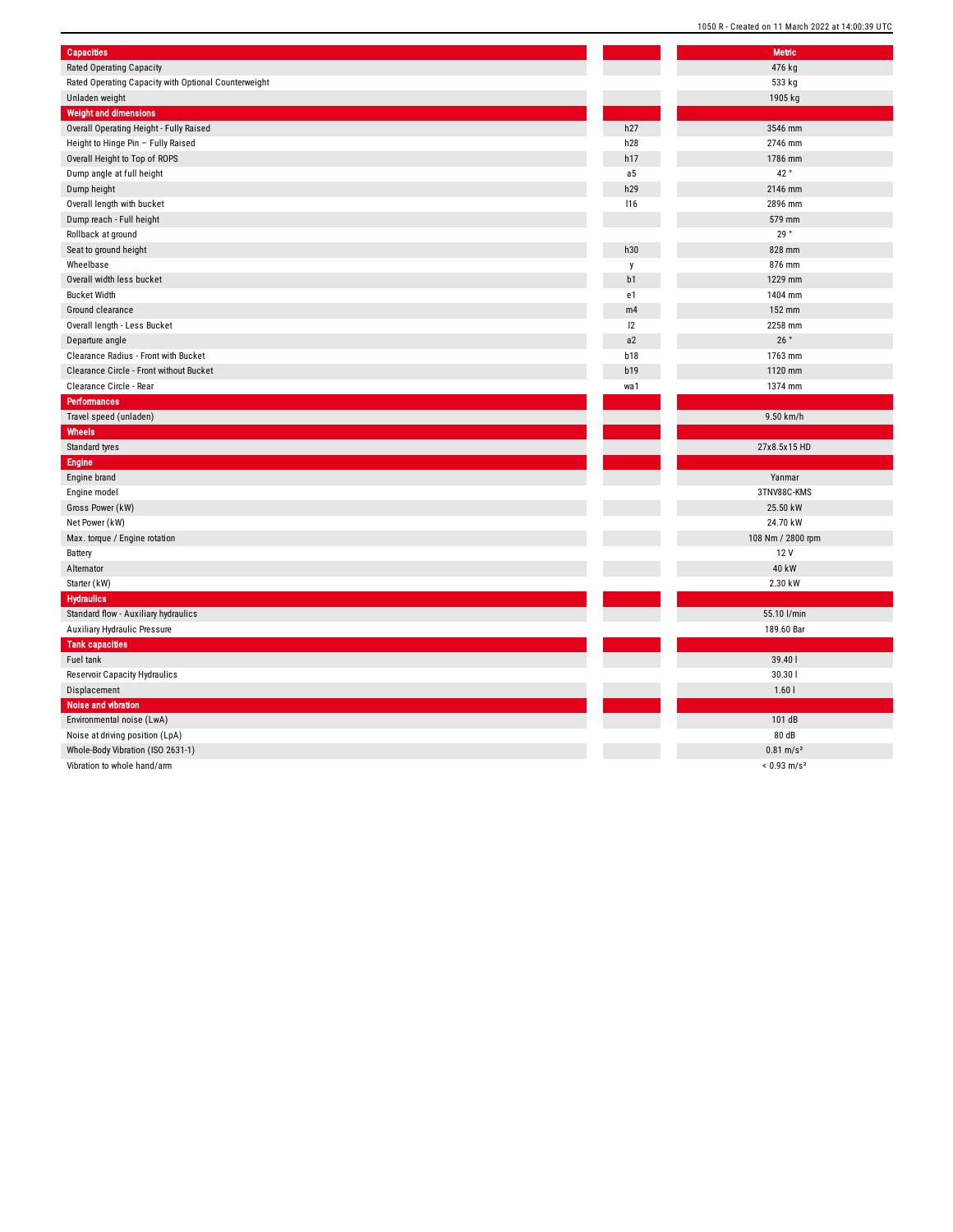| Capacities | | Metric |
|---|---|---|
| Rated Operating Capacity | | 476 kg |
| Rated Operating Capacity with Optional Counterweight | | 533 kg |
| Unladen weight | | 1905 kg |
| **Weight and dimensions** | | |
| Overall Operating Height - Fully Raised | h27 | 3546 mm |
| Height to Hinge Pin – Fully Raised | h28 | 2746 mm |
| Overall Height to Top of ROPS | h17 | 1786 mm |
| Dump angle at full height | a5 | 42 ° |
| Dump height | h29 | 2146 mm |
| Overall length with bucket | l16 | 2896 mm |
| Dump reach - Full height | | 579 mm |
| Rollback at ground | | 29 ° |
| Seat to ground height | h30 | 828 mm |
| Wheelbase | y | 876 mm |
| Overall width less bucket | b1 | 1229 mm |
| Bucket Width | e1 | 1404 mm |
| Ground clearance | m4 | 152 mm |
| Overall length - Less Bucket | l2 | 2258 mm |
| Departure angle | a2 | 26 ° |
| Clearance Radius - Front with Bucket | b18 | 1763 mm |
| Clearance Circle - Front without Bucket | b19 | 1120 mm |
| Clearance Circle - Rear | wa1 | 1374 mm |
| **Performances** | | |
| Travel speed (unladen) | | 9.50 km/h |
| **Wheels** | | |
| Standard tyres | | 27x8.5x15 HD |
| **Engine** | | |
| Engine brand | | Yanmar |
| Engine model | | 3TNV88C-KMS |
| Gross Power (kW) | | 25.50 kW |
| Net Power (kW) | | 24.70 kW |
| Max. torque / Engine rotation | | 108 Nm / 2800 rpm |
| Battery | | 12 V |
| Alternator | | 40 kW |
| Starter (kW) | | 2.30 kW |
| **Hydraulics** | | |
| Standard flow - Auxiliary hydraulics | | 55.10 l/min |
| Auxiliary Hydraulic Pressure | | 189.60 Bar |
| **Tank capacities** | | |
| Fuel tank | | 39.40 l |
| Reservoir Capacity Hydraulics | | 30.30 l |
| Displacement | | 1.60 l |
| **Noise and vibration** | | |
| Environmental noise (LwA) | | 101 dB |
| Noise at driving position (LpA) | | 80 dB |
| Whole-Body Vibration (ISO 2631-1) | | 0.81 m/s² |
| Vibration to whole hand/arm | | < 0.93 m/s² |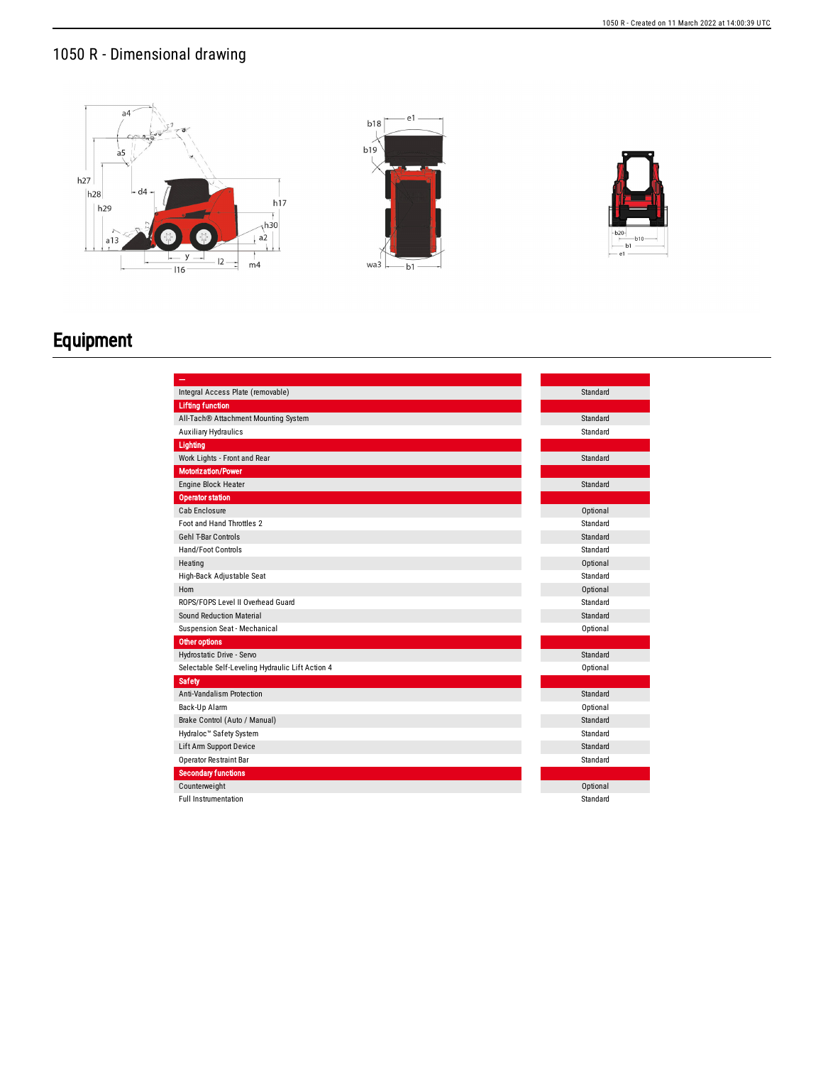# 1050 R - Dimensional drawing

# Equipment

| – | |
|---|---|
| Integral Access Plate (removable) | Standard |
| **Lifting function** | |
| All-Tach® Attachment Mounting System | Standard |
| Auxiliary Hydraulics | Standard |
| **Lighting** | |
| Work Lights - Front and Rear | Standard |
| **Motorization/Power** | |
| Engine Block Heater | Standard |
| **Operator station** | |
| Cab Enclosure | Optional |
| Foot and Hand Throttles 2 | Standard |
| Gehl T-Bar Controls | Standard |
| Hand/Foot Controls | Standard |
| Heating | Optional |
| High-Back Adjustable Seat | Standard |
| Horn | Optional |
| ROPS/FOPS Level II Overhead Guard | Standard |
| Sound Reduction Material | Standard |
| Suspension Seat - Mechanical | Optional |
| **Other options** | |
| Hydrostatic Drive - Servo | Standard |
| Selectable Self-Leveling Hydraulic Lift Action 4 | Optional |
| **Safety** | |
| Anti-Vandalism Protection | Standard |
| Back-Up Alarm | Optional |
| Brake Control (Auto / Manual) | Standard |
| Hydraloc™ Safety System | Standard |
| Lift Arm Support Device | Standard |
| Operator Restraint Bar | Standard |
| **Secondary functions** | |
| Counterweight | Optional |
| Full Instrumentation | Standard |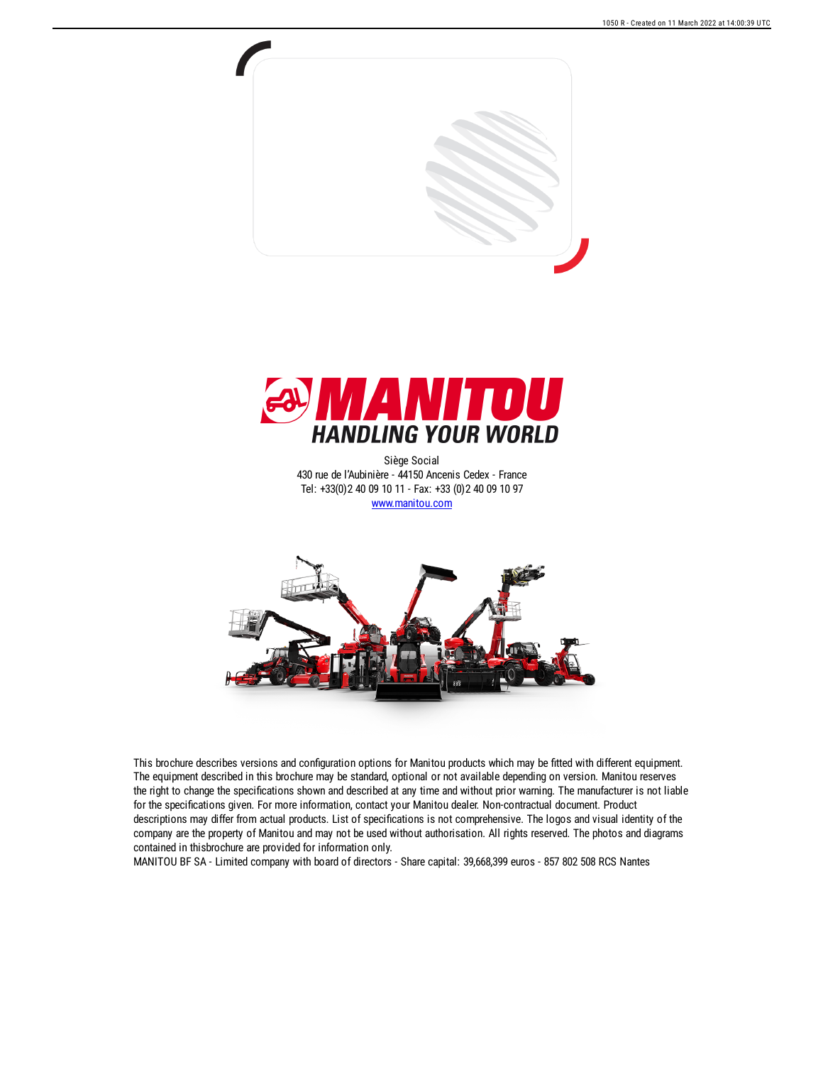Siège Social
430 rue de l'Aubinière - 44150 Ancenis Cedex - France
Tel: +33(0)2 40 09 10 11 - Fax: +33 (0)2 40 09 10 97
[www.manitou.com](http://www.manitou.com)

This brochure describes versions and configuration options for Manitou products which may be fitted with different equipment. The equipment described in this brochure may be standard, optional or not available depending on version. Manitou reserves the right to change the specifications shown and described at any time and without prior warning. The manufacturer is not liable for the specifications given. For more information, contact your Manitou dealer. Non-contractual document. Product descriptions may differ from actual products. List of specifications is not comprehensive. The logos and visual identity of the company are the property of Manitou and may not be used without authorisation. All rights reserved. The photos and diagrams contained in thisbrochure are provided for information only.
MANITOU BF SA - Limited company with board of directors - Share capital: 39,668,399 euros - 857 802 508 RCS Nantes